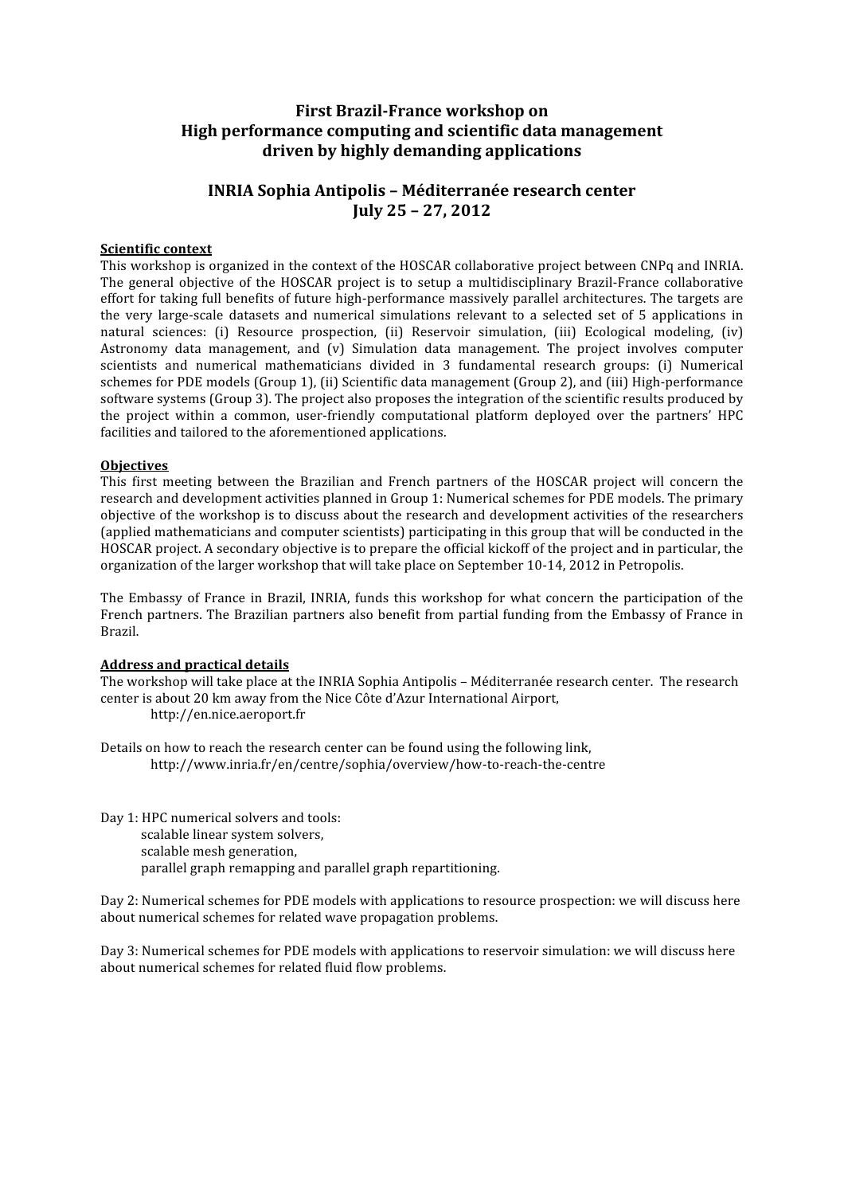# First Brazil-France workshop on High performance computing and scientific data management driven by highly demanding applications

## INRIA Sophia Antipolis – Méditerranée research center
## July 25 – 27, 2012

**Scientific context**

This workshop is organized in the context of the HOSCAR collaborative project between CNPq and INRIA. The general objective of the HOSCAR project is to setup a multidisciplinary Brazil-France collaborative effort for taking full benefits of future high-performance massively parallel architectures. The targets are the very large-scale datasets and numerical simulations relevant to a selected set of 5 applications in natural sciences: (i) Resource prospection, (ii) Reservoir simulation, (iii) Ecological modeling, (iv) Astronomy data management, and (v) Simulation data management. The project involves computer scientists and numerical mathematicians divided in 3 fundamental research groups: (i) Numerical schemes for PDE models (Group 1), (ii) Scientific data management (Group 2), and (iii) High-performance software systems (Group 3). The project also proposes the integration of the scientific results produced by the project within a common, user-friendly computational platform deployed over the partners' HPC facilities and tailored to the aforementioned applications.

**Objectives**

This first meeting between the Brazilian and French partners of the HOSCAR project will concern the research and development activities planned in Group 1: Numerical schemes for PDE models. The primary objective of the workshop is to discuss about the research and development activities of the researchers (applied mathematicians and computer scientists) participating in this group that will be conducted in the HOSCAR project. A secondary objective is to prepare the official kickoff of the project and in particular, the organization of the larger workshop that will take place on September 10-14, 2012 in Petropolis.

The Embassy of France in Brazil, INRIA, funds this workshop for what concern the participation of the French partners. The Brazilian partners also benefit from partial funding from the Embassy of France in Brazil.

**Address and practical details**

The workshop will take place at the INRIA Sophia Antipolis – Méditerranée research center. The research center is about 20 km away from the Nice Côte d'Azur International Airport,

http://en.nice.aeroport.fr

Details on how to reach the research center can be found using the following link,

http://www.inria.fr/en/centre/sophia/overview/how-to-reach-the-centre

Day 1: HPC numerical solvers and tools:
- scalable linear system solvers,
- scalable mesh generation,
- parallel graph remapping and parallel graph repartitioning.

Day 2: Numerical schemes for PDE models with applications to resource prospection: we will discuss here about numerical schemes for related wave propagation problems.

Day 3: Numerical schemes for PDE models with applications to reservoir simulation: we will discuss here about numerical schemes for related fluid flow problems.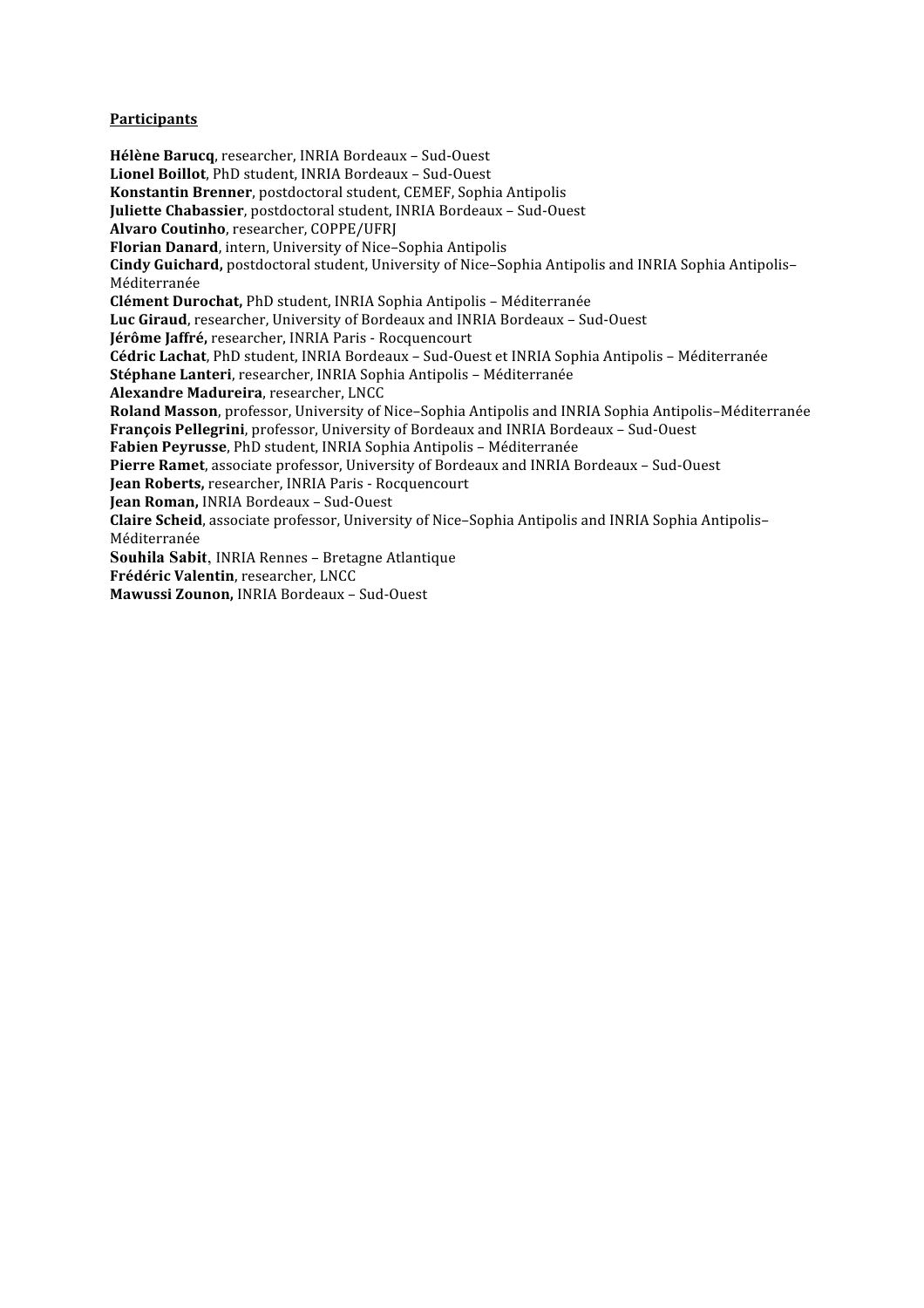**Participants**

**Hélène Barucq**, researcher, INRIA Bordeaux – Sud-Ouest
**Lionel Boillot**, PhD student, INRIA Bordeaux – Sud-Ouest
**Konstantin Brenner**, postdoctoral student, CEMEF, Sophia Antipolis
**Juliette Chabassier**, postdoctoral student, INRIA Bordeaux – Sud-Ouest
**Alvaro Coutinho**, researcher, COPPE/UFRJ
**Florian Danard**, intern, University of Nice–Sophia Antipolis
**Cindy Guichard,** postdoctoral student, University of Nice–Sophia Antipolis and INRIA Sophia Antipolis–Méditerranée
**Clément Durochat,** PhD student, INRIA Sophia Antipolis – Méditerranée
**Luc Giraud**, researcher, University of Bordeaux and INRIA Bordeaux – Sud-Ouest
**Jérôme Jaffré,** researcher, INRIA Paris - Rocquencourt
**Cédric Lachat**, PhD student, INRIA Bordeaux – Sud-Ouest et INRIA Sophia Antipolis – Méditerranée
**Stéphane Lanteri**, researcher, INRIA Sophia Antipolis – Méditerranée
**Alexandre Madureira**, researcher, LNCC
**Roland Masson**, professor, University of Nice–Sophia Antipolis and INRIA Sophia Antipolis–Méditerranée
**François Pellegrini**, professor, University of Bordeaux and INRIA Bordeaux – Sud-Ouest
**Fabien Peyrusse**, PhD student, INRIA Sophia Antipolis – Méditerranée
**Pierre Ramet**, associate professor, University of Bordeaux and INRIA Bordeaux – Sud-Ouest
**Jean Roberts,** researcher, INRIA Paris - Rocquencourt
**Jean Roman,** INRIA Bordeaux – Sud-Ouest
**Claire Scheid**, associate professor, University of Nice–Sophia Antipolis and INRIA Sophia Antipolis–Méditerranée
**Souhila Sabit**, INRIA Rennes – Bretagne Atlantique
**Frédéric Valentin**, researcher, LNCC
**Mawussi Zounon,** INRIA Bordeaux – Sud-Ouest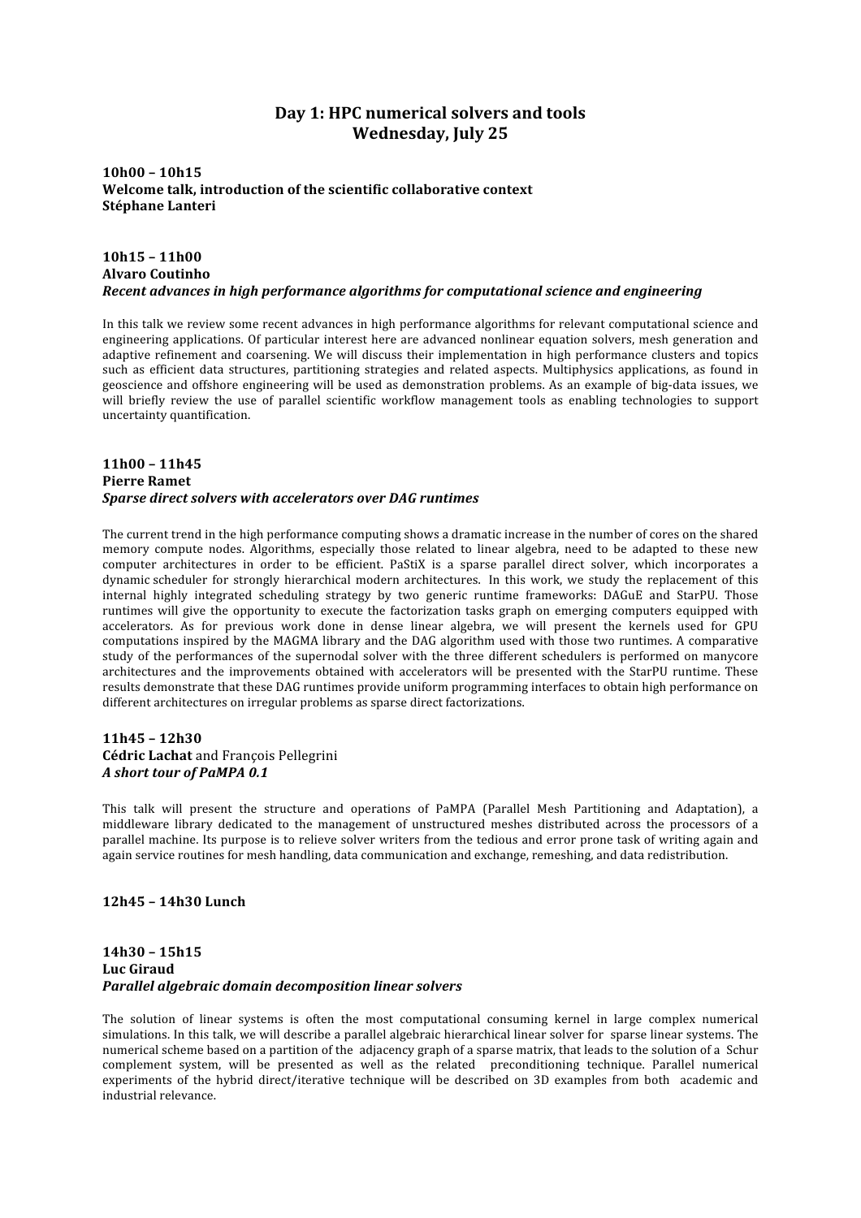## Day 1: HPC numerical solvers and tools
## Wednesday, July 25

**10h00 – 10h15**
**Welcome talk, introduction of the scientific collaborative context**
**Stéphane Lanteri**

**10h15 – 11h00**
**Alvaro Coutinho**
***Recent advances in high performance algorithms for computational science and engineering***

In this talk we review some recent advances in high performance algorithms for relevant computational science and engineering applications. Of particular interest here are advanced nonlinear equation solvers, mesh generation and adaptive refinement and coarsening. We will discuss their implementation in high performance clusters and topics such as efficient data structures, partitioning strategies and related aspects. Multiphysics applications, as found in geoscience and offshore engineering will be used as demonstration problems. As an example of big-data issues, we will briefly review the use of parallel scientific workflow management tools as enabling technologies to support uncertainty quantification.

**11h00 – 11h45**
**Pierre Ramet**
***Sparse direct solvers with accelerators over DAG runtimes***

The current trend in the high performance computing shows a dramatic increase in the number of cores on the shared memory compute nodes. Algorithms, especially those related to linear algebra, need to be adapted to these new computer architectures in order to be efficient. PaStiX is a sparse parallel direct solver, which incorporates a dynamic scheduler for strongly hierarchical modern architectures. In this work, we study the replacement of this internal highly integrated scheduling strategy by two generic runtime frameworks: DAGuE and StarPU. Those runtimes will give the opportunity to execute the factorization tasks graph on emerging computers equipped with accelerators. As for previous work done in dense linear algebra, we will present the kernels used for GPU computations inspired by the MAGMA library and the DAG algorithm used with those two runtimes. A comparative study of the performances of the supernodal solver with the three different schedulers is performed on manycore architectures and the improvements obtained with accelerators will be presented with the StarPU runtime. These results demonstrate that these DAG runtimes provide uniform programming interfaces to obtain high performance on different architectures on irregular problems as sparse direct factorizations.

**11h45 – 12h30**
**Cédric Lachat** and François Pellegrini
***A short tour of PaMPA 0.1***

This talk will present the structure and operations of PaMPA (Parallel Mesh Partitioning and Adaptation), a middleware library dedicated to the management of unstructured meshes distributed across the processors of a parallel machine. Its purpose is to relieve solver writers from the tedious and error prone task of writing again and again service routines for mesh handling, data communication and exchange, remeshing, and data redistribution.

**12h45 – 14h30 Lunch**

**14h30 – 15h15**
**Luc Giraud**
***Parallel algebraic domain decomposition linear solvers***

The solution of linear systems is often the most computational consuming kernel in large complex numerical simulations. In this talk, we will describe a parallel algebraic hierarchical linear solver for sparse linear systems. The numerical scheme based on a partition of the adjacency graph of a sparse matrix, that leads to the solution of a Schur complement system, will be presented as well as the related preconditioning technique. Parallel numerical experiments of the hybrid direct/iterative technique will be described on 3D examples from both academic and industrial relevance.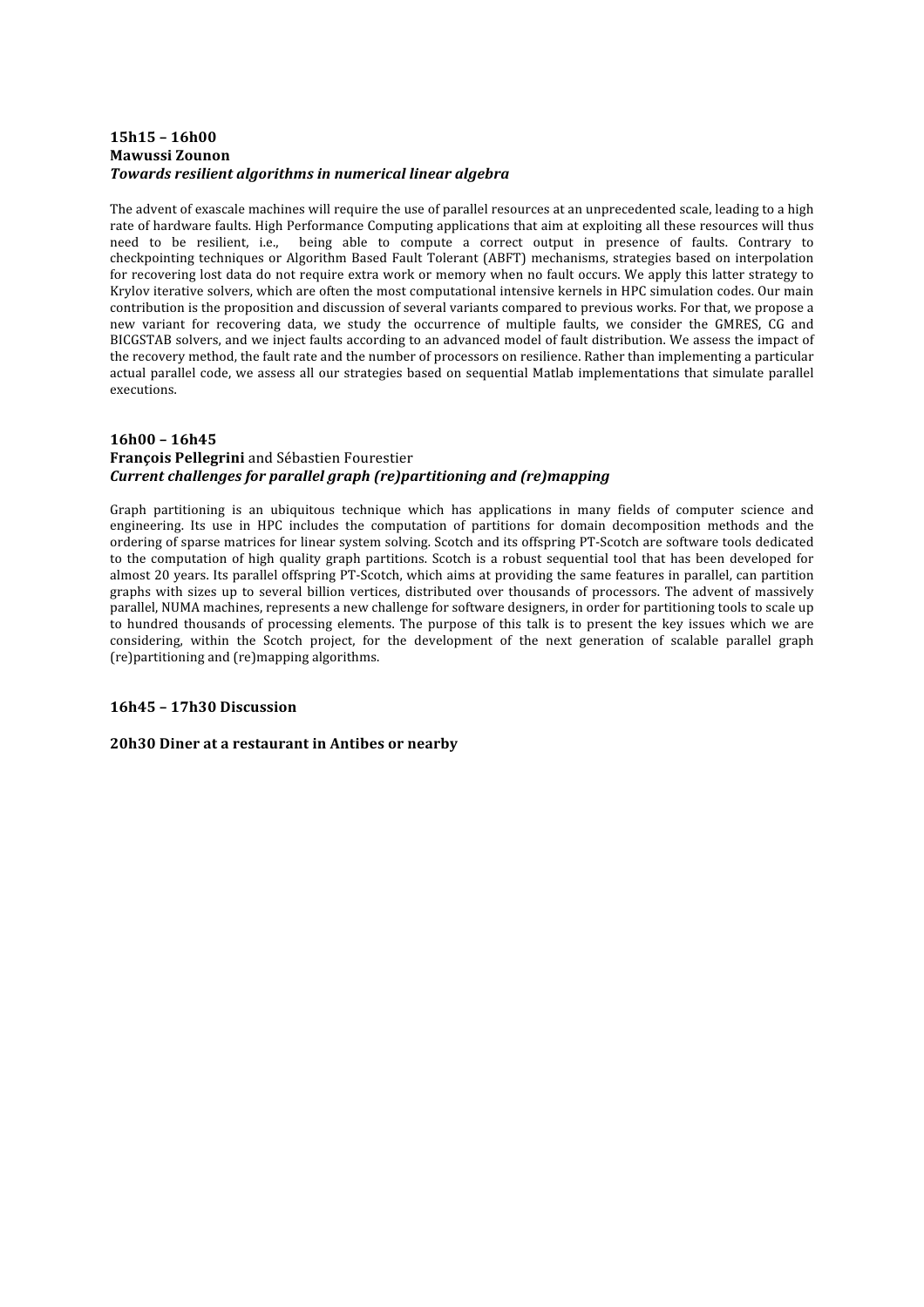**15h15 – 16h00**
**Mawussi Zounon**
***Towards resilient algorithms in numerical linear algebra***

The advent of exascale machines will require the use of parallel resources at an unprecedented scale, leading to a high rate of hardware faults. High Performance Computing applications that aim at exploiting all these resources will thus need to be resilient, i.e., being able to compute a correct output in presence of faults. Contrary to checkpointing techniques or Algorithm Based Fault Tolerant (ABFT) mechanisms, strategies based on interpolation for recovering lost data do not require extra work or memory when no fault occurs. We apply this latter strategy to Krylov iterative solvers, which are often the most computational intensive kernels in HPC simulation codes. Our main contribution is the proposition and discussion of several variants compared to previous works. For that, we propose a new variant for recovering data, we study the occurrence of multiple faults, we consider the GMRES, CG and BICGSTAB solvers, and we inject faults according to an advanced model of fault distribution. We assess the impact of the recovery method, the fault rate and the number of processors on resilience. Rather than implementing a particular actual parallel code, we assess all our strategies based on sequential Matlab implementations that simulate parallel executions.

**16h00 – 16h45**
**François Pellegrini** and Sébastien Fourestier
***Current challenges for parallel graph (re)partitioning and (re)mapping***

Graph partitioning is an ubiquitous technique which has applications in many fields of computer science and engineering. Its use in HPC includes the computation of partitions for domain decomposition methods and the ordering of sparse matrices for linear system solving. Scotch and its offspring PT-Scotch are software tools dedicated to the computation of high quality graph partitions. Scotch is a robust sequential tool that has been developed for almost 20 years. Its parallel offspring PT-Scotch, which aims at providing the same features in parallel, can partition graphs with sizes up to several billion vertices, distributed over thousands of processors. The advent of massively parallel, NUMA machines, represents a new challenge for software designers, in order for partitioning tools to scale up to hundred thousands of processing elements. The purpose of this talk is to present the key issues which we are considering, within the Scotch project, for the development of the next generation of scalable parallel graph (re)partitioning and (re)mapping algorithms.

**16h45 – 17h30 Discussion**

**20h30 Diner at a restaurant in Antibes or nearby**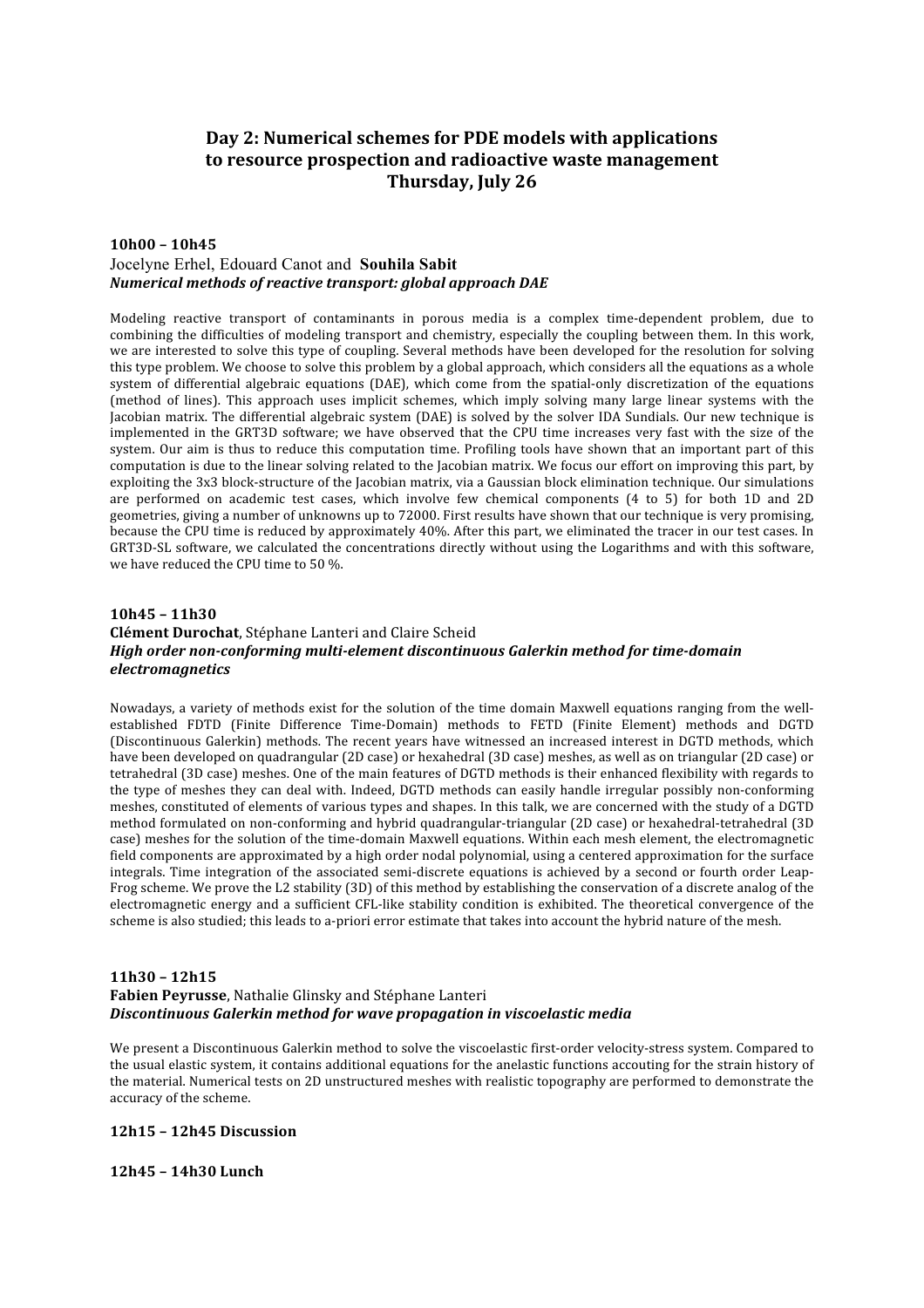## Day 2: Numerical schemes for PDE models with applications to resource prospection and radioactive waste management
## Thursday, July 26

**10h00 – 10h45**
Jocelyne Erhel, Edouard Canot and **Souhila Sabit**
***Numerical methods of reactive transport: global approach DAE***

Modeling reactive transport of contaminants in porous media is a complex time-dependent problem, due to combining the difficulties of modeling transport and chemistry, especially the coupling between them. In this work, we are interested to solve this type of coupling. Several methods have been developed for the resolution for solving this type problem. We choose to solve this problem by a global approach, which considers all the equations as a whole system of differential algebraic equations (DAE), which come from the spatial-only discretization of the equations (method of lines). This approach uses implicit schemes, which imply solving many large linear systems with the Jacobian matrix. The differential algebraic system (DAE) is solved by the solver IDA Sundials. Our new technique is implemented in the GRT3D software; we have observed that the CPU time increases very fast with the size of the system. Our aim is thus to reduce this computation time. Profiling tools have shown that an important part of this computation is due to the linear solving related to the Jacobian matrix. We focus our effort on improving this part, by exploiting the 3x3 block-structure of the Jacobian matrix, via a Gaussian block elimination technique. Our simulations are performed on academic test cases, which involve few chemical components (4 to 5) for both 1D and 2D geometries, giving a number of unknowns up to 72000. First results have shown that our technique is very promising, because the CPU time is reduced by approximately 40%. After this part, we eliminated the tracer in our test cases. In GRT3D-SL software, we calculated the concentrations directly without using the Logarithms and with this software, we have reduced the CPU time to 50 %.

**10h45 – 11h30**
**Clément Durochat**, Stéphane Lanteri and Claire Scheid
***High order non-conforming multi-element discontinuous Galerkin method for time-domain electromagnetics***

Nowadays, a variety of methods exist for the solution of the time domain Maxwell equations ranging from the well-established FDTD (Finite Difference Time-Domain) methods to FETD (Finite Element) methods and DGTD (Discontinuous Galerkin) methods. The recent years have witnessed an increased interest in DGTD methods, which have been developed on quadrangular (2D case) or hexahedral (3D case) meshes, as well as on triangular (2D case) or tetrahedral (3D case) meshes. One of the main features of DGTD methods is their enhanced flexibility with regards to the type of meshes they can deal with. Indeed, DGTD methods can easily handle irregular possibly non-conforming meshes, constituted of elements of various types and shapes. In this talk, we are concerned with the study of a DGTD method formulated on non-conforming and hybrid quadrangular-triangular (2D case) or hexahedral-tetrahedral (3D case) meshes for the solution of the time-domain Maxwell equations. Within each mesh element, the electromagnetic field components are approximated by a high order nodal polynomial, using a centered approximation for the surface integrals. Time integration of the associated semi-discrete equations is achieved by a second or fourth order Leap-Frog scheme. We prove the L2 stability (3D) of this method by establishing the conservation of a discrete analog of the electromagnetic energy and a sufficient CFL-like stability condition is exhibited. The theoretical convergence of the scheme is also studied; this leads to a-priori error estimate that takes into account the hybrid nature of the mesh.

**11h30 – 12h15**
**Fabien Peyrusse**, Nathalie Glinsky and Stéphane Lanteri
***Discontinuous Galerkin method for wave propagation in viscoelastic media***

We present a Discontinuous Galerkin method to solve the viscoelastic first-order velocity-stress system. Compared to the usual elastic system, it contains additional equations for the anelastic functions accouting for the strain history of the material. Numerical tests on 2D unstructured meshes with realistic topography are performed to demonstrate the accuracy of the scheme.

**12h15 – 12h45 Discussion**

**12h45 – 14h30 Lunch**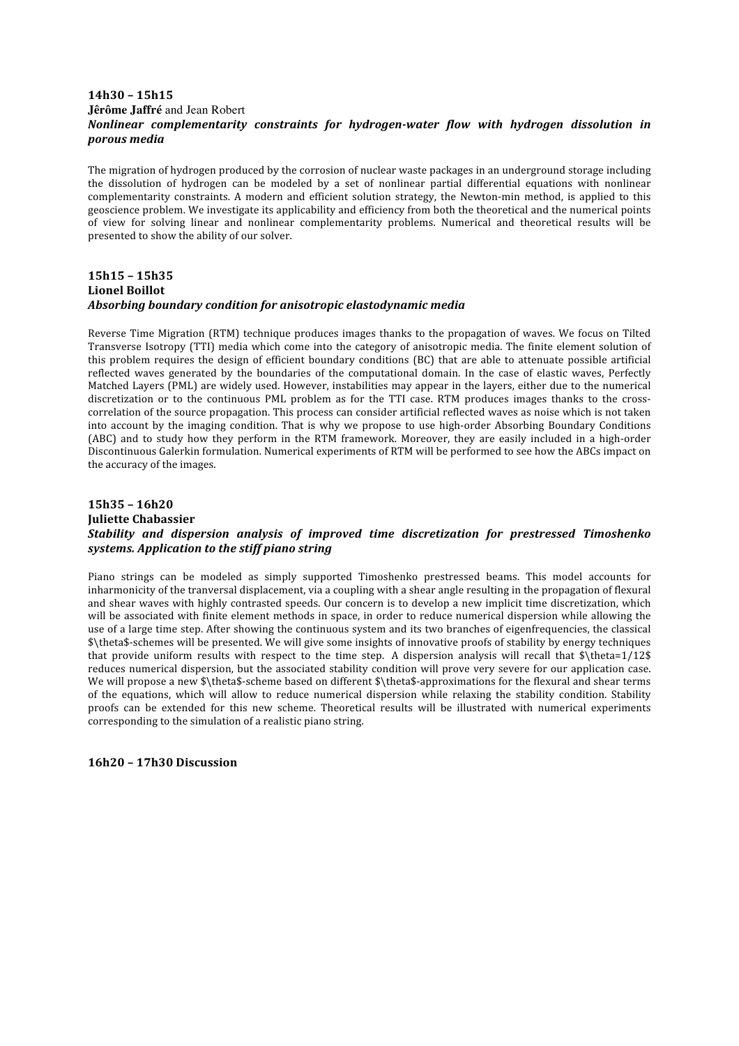**14h30 – 15h15**
**Jérôme Jaffré** and Jean Robert
***Nonlinear complementarity constraints for hydrogen-water flow with hydrogen dissolution in porous media***

The migration of hydrogen produced by the corrosion of nuclear waste packages in an underground storage including the dissolution of hydrogen can be modeled by a set of nonlinear partial differential equations with nonlinear complementarity constraints. A modern and efficient solution strategy, the Newton-min method, is applied to this geoscience problem. We investigate its applicability and efficiency from both the theoretical and the numerical points of view for solving linear and nonlinear complementarity problems. Numerical and theoretical results will be presented to show the ability of our solver.

**15h15 – 15h35**
**Lionel Boillot**
***Absorbing boundary condition for anisotropic elastodynamic media***

Reverse Time Migration (RTM) technique produces images thanks to the propagation of waves. We focus on Tilted Transverse Isotropy (TTI) media which come into the category of anisotropic media. The finite element solution of this problem requires the design of efficient boundary conditions (BC) that are able to attenuate possible artificial reflected waves generated by the boundaries of the computational domain. In the case of elastic waves, Perfectly Matched Layers (PML) are widely used. However, instabilities may appear in the layers, either due to the numerical discretization or to the continuous PML problem as for the TTI case. RTM produces images thanks to the cross-correlation of the source propagation. This process can consider artificial reflected waves as noise which is not taken into account by the imaging condition. That is why we propose to use high-order Absorbing Boundary Conditions (ABC) and to study how they perform in the RTM framework. Moreover, they are easily included in a high-order Discontinuous Galerkin formulation. Numerical experiments of RTM will be performed to see how the ABCs impact on the accuracy of the images.

**15h35 – 16h20**
**Juliette Chabassier**
***Stability and dispersion analysis of improved time discretization for prestressed Timoshenko systems. Application to the stiff piano string***

Piano strings can be modeled as simply supported Timoshenko prestressed beams. This model accounts for inharmonicity of the tranversal displacement, via a coupling with a shear angle resulting in the propagation of flexural and shear waves with highly contrasted speeds. Our concern is to develop a new implicit time discretization, which will be associated with finite element methods in space, in order to reduce numerical dispersion while allowing the use of a large time step. After showing the continuous system and its two branches of eigenfrequencies, the classical $\theta$-schemes will be presented. We will give some insights of innovative proofs of stability by energy techniques that provide uniform results with respect to the time step. A dispersion analysis will recall that $\theta=1/12$ reduces numerical dispersion, but the associated stability condition will prove very severe for our application case. We will propose a new $\theta$-scheme based on different $\theta$-approximations for the flexural and shear terms of the equations, which will allow to reduce numerical dispersion while relaxing the stability condition. Stability proofs can be extended for this new scheme. Theoretical results will be illustrated with numerical experiments corresponding to the simulation of a realistic piano string.

**16h20 – 17h30 Discussion**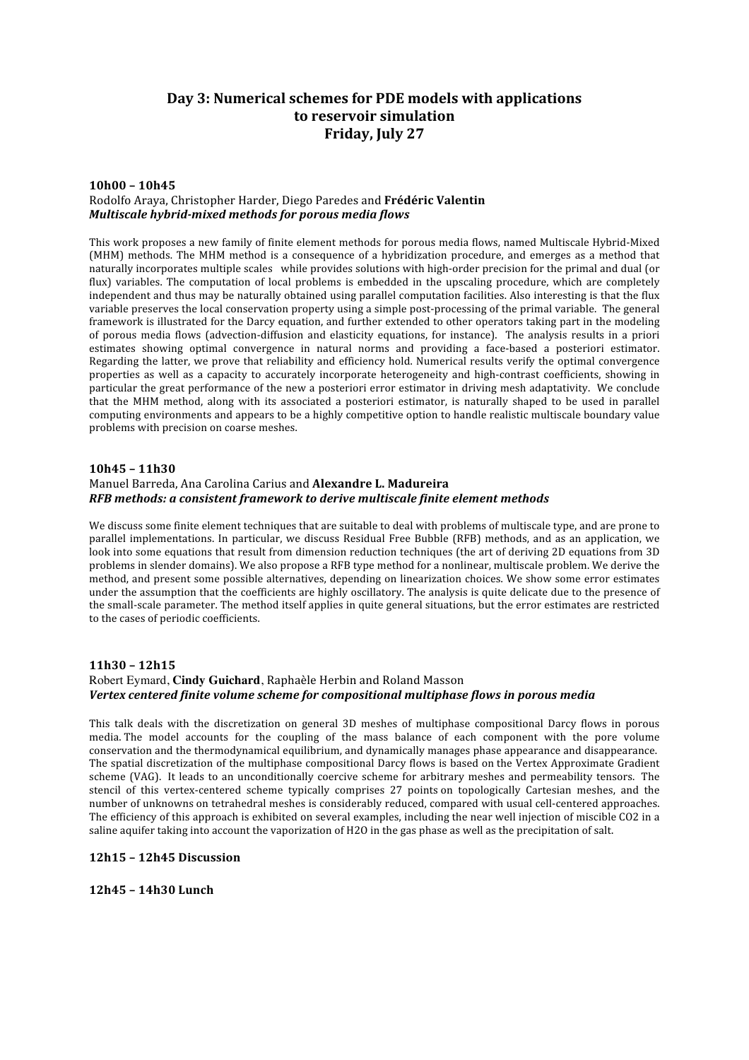# Day 3: Numerical schemes for PDE models with applications to reservoir simulation
# Friday, July 27

### 10h00 – 10h45

Rodolfo Araya, Christopher Harder, Diego Paredes and **Frédéric Valentin**
***Multiscale hybrid-mixed methods for porous media flows***

This work proposes a new family of finite element methods for porous media flows, named Multiscale Hybrid-Mixed (MHM) methods. The MHM method is a consequence of a hybridization procedure, and emerges as a method that naturally incorporates multiple scales while provides solutions with high-order precision for the primal and dual (or flux) variables. The computation of local problems is embedded in the upscaling procedure, which are completely independent and thus may be naturally obtained using parallel computation facilities. Also interesting is that the flux variable preserves the local conservation property using a simple post-processing of the primal variable. The general framework is illustrated for the Darcy equation, and further extended to other operators taking part in the modeling of porous media flows (advection-diffusion and elasticity equations, for instance). The analysis results in a priori estimates showing optimal convergence in natural norms and providing a face-based a posteriori estimator. Regarding the latter, we prove that reliability and efficiency hold. Numerical results verify the optimal convergence properties as well as a capacity to accurately incorporate heterogeneity and high-contrast coefficients, showing in particular the great performance of the new a posteriori error estimator in driving mesh adaptativity. We conclude that the MHM method, along with its associated a posteriori estimator, is naturally shaped to be used in parallel computing environments and appears to be a highly competitive option to handle realistic multiscale boundary value problems with precision on coarse meshes.

### 10h45 – 11h30

Manuel Barreda, Ana Carolina Carius and **Alexandre L. Madureira**
***RFB methods: a consistent framework to derive multiscale finite element methods***

We discuss some finite element techniques that are suitable to deal with problems of multiscale type, and are prone to parallel implementations. In particular, we discuss Residual Free Bubble (RFB) methods, and as an application, we look into some equations that result from dimension reduction techniques (the art of deriving 2D equations from 3D problems in slender domains). We also propose a RFB type method for a nonlinear, multiscale problem. We derive the method, and present some possible alternatives, depending on linearization choices. We show some error estimates under the assumption that the coefficients are highly oscillatory. The analysis is quite delicate due to the presence of the small-scale parameter. The method itself applies in quite general situations, but the error estimates are restricted to the cases of periodic coefficients.

### 11h30 – 12h15

Robert Eymard, **Cindy Guichard**, Raphaèle Herbin and Roland Masson
***Vertex centered finite volume scheme for compositional multiphase flows in porous media***

This talk deals with the discretization on general 3D meshes of multiphase compositional Darcy flows in porous media. The model accounts for the coupling of the mass balance of each component with the pore volume conservation and the thermodynamical equilibrium, and dynamically manages phase appearance and disappearance. The spatial discretization of the multiphase compositional Darcy flows is based on the Vertex Approximate Gradient scheme (VAG). It leads to an unconditionally coercive scheme for arbitrary meshes and permeability tensors. The stencil of this vertex-centered scheme typically comprises 27 points on topologically Cartesian meshes, and the number of unknowns on tetrahedral meshes is considerably reduced, compared with usual cell-centered approaches. The efficiency of this approach is exhibited on several examples, including the near well injection of miscible $CO_2$ in a saline aquifer taking into account the vaporization of $H_2O$ in the gas phase as well as the precipitation of salt.

**12h15 – 12h45 Discussion**

**12h45 – 14h30 Lunch**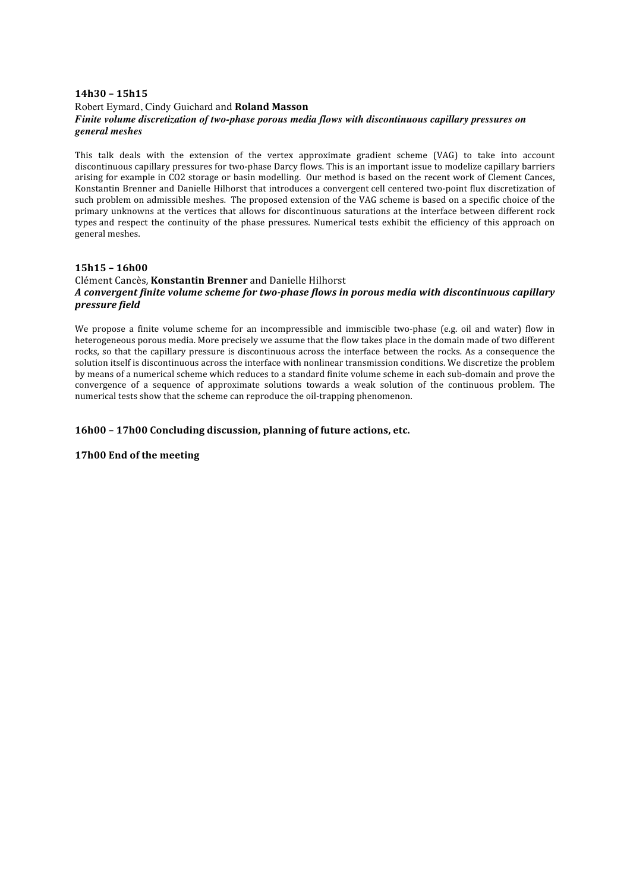**14h30 – 15h15**

Robert Eymard, Cindy Guichard and **Roland Masson**

***Finite volume discretization of two-phase porous media flows with discontinuous capillary pressures on general meshes***

This talk deals with the extension of the vertex approximate gradient scheme (VAG) to take into account discontinuous capillary pressures for two-phase Darcy flows. This is an important issue to modelize capillary barriers arising for example in $CO_2$ storage or basin modelling. Our method is based on the recent work of Clement Cances, Konstantin Brenner and Danielle Hilhorst that introduces a convergent cell centered two-point flux discretization of such problem on admissible meshes. The proposed extension of the VAG scheme is based on a specific choice of the primary unknowns at the vertices that allows for discontinuous saturations at the interface between different rock types and respect the continuity of the phase pressures. Numerical tests exhibit the efficiency of this approach on general meshes.

**15h15 – 16h00**

Clément Cancès, **Konstantin Brenner** and Danielle Hilhorst

***A convergent finite volume scheme for two-phase flows in porous media with discontinuous capillary pressure field***

We propose a finite volume scheme for an incompressible and immiscible two-phase (e.g. oil and water) flow in heterogeneous porous media. More precisely we assume that the flow takes place in the domain made of two different rocks, so that the capillary pressure is discontinuous across the interface between the rocks. As a consequence the solution itself is discontinuous across the interface with nonlinear transmission conditions. We discretize the problem by means of a numerical scheme which reduces to a standard finite volume scheme in each sub-domain and prove the convergence of a sequence of approximate solutions towards a weak solution of the continuous problem. The numerical tests show that the scheme can reproduce the oil-trapping phenomenon.

**16h00 – 17h00 Concluding discussion, planning of future actions, etc.**

**17h00 End of the meeting**